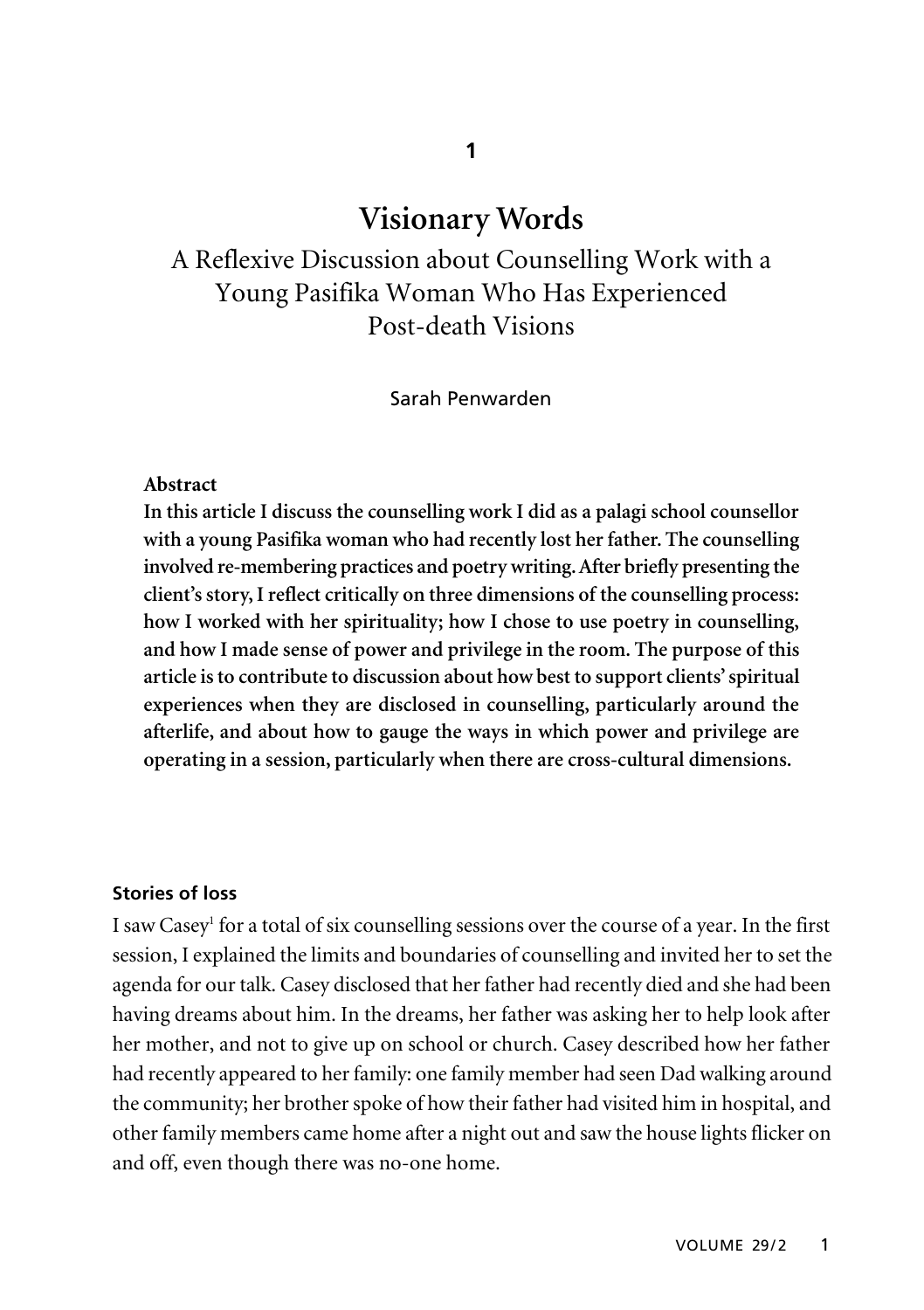# Visionary Words

## A Reflexive Discussion about Counselling Work with a Young Pasifika Woman Who Has Experienced Post-death Visions

Sarah Penwarden

**Abstract**

**In this article I discuss the counselling work I did as a palagi school counsellor with a young Pasifika woman who had recently lost her father. The counselling involved re-membering practices and poetry writing. After briefly presenting the client's story, I reflect critically on three dimensions of the counselling process: how I worked with her spirituality; how I chose to use poetry in counselling, and how I made sense of power and privilege in the room. The purpose of this article is to contribute to discussion about how best to support clients' spiritual experiences when they are disclosed in counselling, particularly around the afterlife, and about how to gauge the ways in which power and privilege are operating in a session, particularly when there are cross-cultural dimensions.**

### Stories of loss

I saw Casey[1] for a total of six counselling sessions over the course of a year. In the first session, I explained the limits and boundaries of counselling and invited her to set the agenda for our talk. Casey disclosed that her father had recently died and she had been having dreams about him. In the dreams, her father was asking her to help look after her mother, and not to give up on school or church. Casey described how her father had recently appeared to her family: one family member had seen Dad walking around the community; her brother spoke of how their father had visited him in hospital, and other family members came home after a night out and saw the house lights flicker on and off, even though there was no-one home.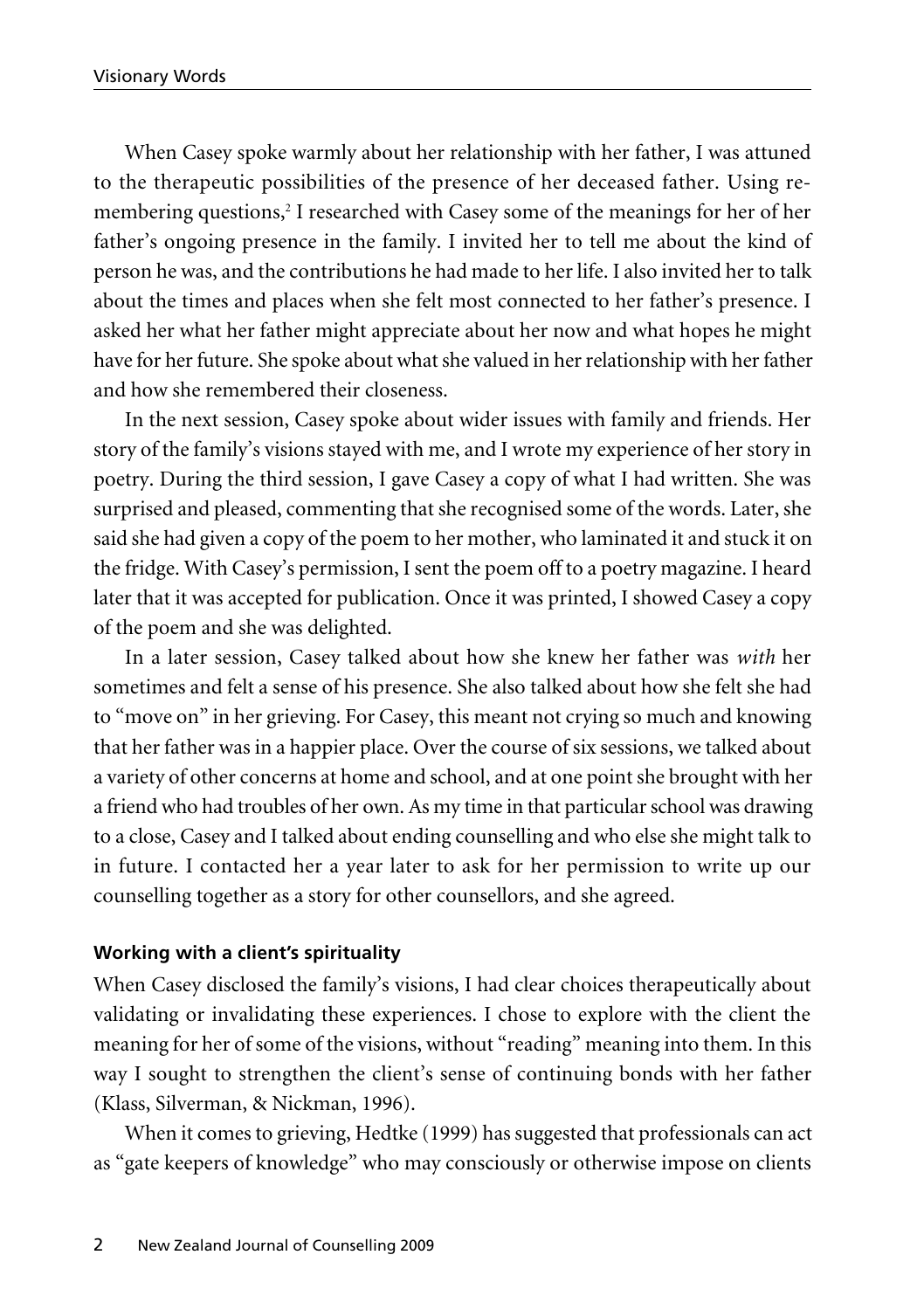When Casey spoke warmly about her relationship with her father, I was attuned to the therapeutic possibilities of the presence of her deceased father. Using re-membering questions,[2] I researched with Casey some of the meanings for her of her father's ongoing presence in the family. I invited her to tell me about the kind of person he was, and the contributions he had made to her life. I also invited her to talk about the times and places when she felt most connected to her father's presence. I asked her what her father might appreciate about her now and what hopes he might have for her future. She spoke about what she valued in her relationship with her father and how she remembered their closeness.

In the next session, Casey spoke about wider issues with family and friends. Her story of the family's visions stayed with me, and I wrote my experience of her story in poetry. During the third session, I gave Casey a copy of what I had written. She was surprised and pleased, commenting that she recognised some of the words. Later, she said she had given a copy of the poem to her mother, who laminated it and stuck it on the fridge. With Casey's permission, I sent the poem off to a poetry magazine. I heard later that it was accepted for publication. Once it was printed, I showed Casey a copy of the poem and she was delighted.

In a later session, Casey talked about how she knew her father was *with* her sometimes and felt a sense of his presence. She also talked about how she felt she had to "move on" in her grieving. For Casey, this meant not crying so much and knowing that her father was in a happier place. Over the course of six sessions, we talked about a variety of other concerns at home and school, and at one point she brought with her a friend who had troubles of her own. As my time in that particular school was drawing to a close, Casey and I talked about ending counselling and who else she might talk to in future. I contacted her a year later to ask for her permission to write up our counselling together as a story for other counsellors, and she agreed.

### Working with a client's spirituality

When Casey disclosed the family's visions, I had clear choices therapeutically about validating or invalidating these experiences. I chose to explore with the client the meaning for her of some of the visions, without "reading" meaning into them. In this way I sought to strengthen the client's sense of continuing bonds with her father (Klass, Silverman, & Nickman, 1996).

When it comes to grieving, Hedtke (1999) has suggested that professionals can act as "gate keepers of knowledge" who may consciously or otherwise impose on clients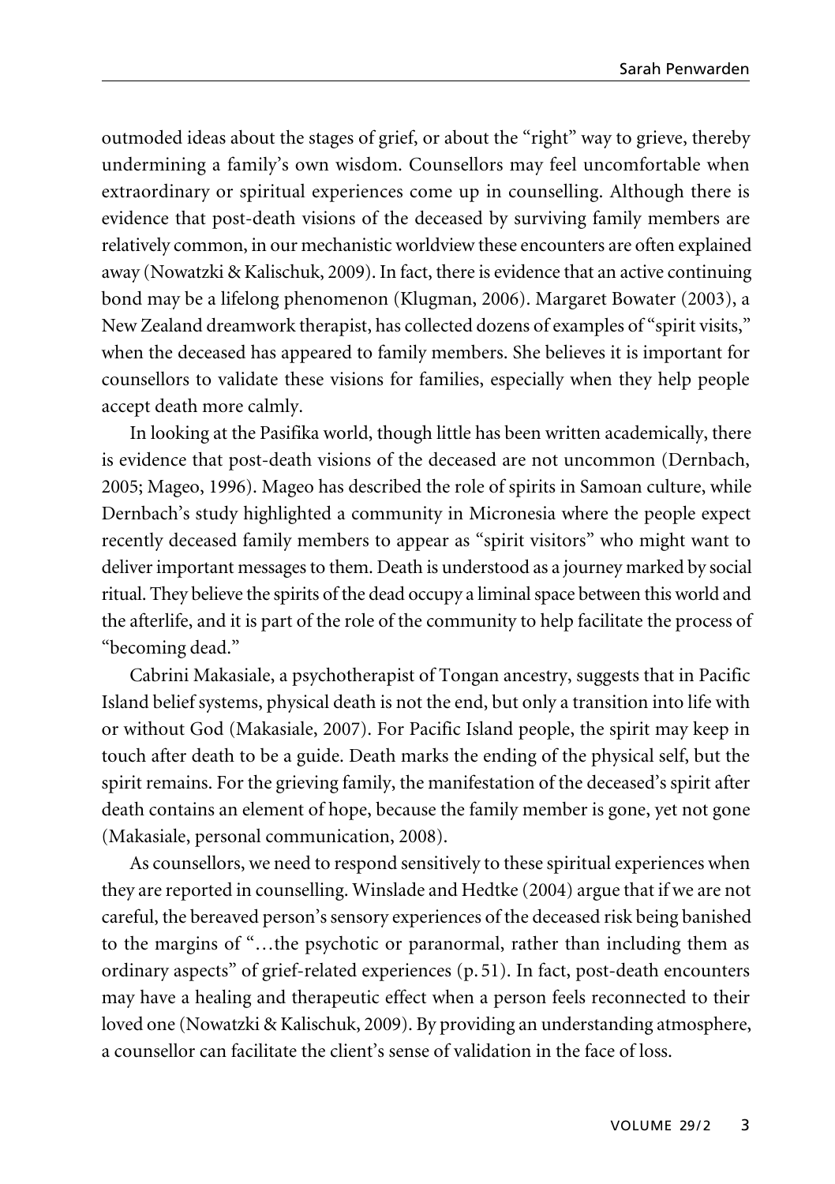outmoded ideas about the stages of grief, or about the "right" way to grieve, thereby undermining a family's own wisdom. Counsellors may feel uncomfortable when extraordinary or spiritual experiences come up in counselling. Although there is evidence that post-death visions of the deceased by surviving family members are relatively common, in our mechanistic worldview these encounters are often explained away (Nowatzki & Kalischuk, 2009). In fact, there is evidence that an active continuing bond may be a lifelong phenomenon (Klugman, 2006). Margaret Bowater (2003), a New Zealand dreamwork therapist, has collected dozens of examples of "spirit visits," when the deceased has appeared to family members. She believes it is important for counsellors to validate these visions for families, especially when they help people accept death more calmly.

In looking at the Pasifika world, though little has been written academically, there is evidence that post-death visions of the deceased are not uncommon (Dernbach, 2005; Mageo, 1996). Mageo has described the role of spirits in Samoan culture, while Dernbach's study highlighted a community in Micronesia where the people expect recently deceased family members to appear as "spirit visitors" who might want to deliver important messages to them. Death is understood as a journey marked by social ritual. They believe the spirits of the dead occupy a liminal space between this world and the afterlife, and it is part of the role of the community to help facilitate the process of "becoming dead."

Cabrini Makasiale, a psychotherapist of Tongan ancestry, suggests that in Pacific Island belief systems, physical death is not the end, but only a transition into life with or without God (Makasiale, 2007). For Pacific Island people, the spirit may keep in touch after death to be a guide. Death marks the ending of the physical self, but the spirit remains. For the grieving family, the manifestation of the deceased's spirit after death contains an element of hope, because the family member is gone, yet not gone (Makasiale, personal communication, 2008).

As counsellors, we need to respond sensitively to these spiritual experiences when they are reported in counselling. Winslade and Hedtke (2004) argue that if we are not careful, the bereaved person's sensory experiences of the deceased risk being banished to the margins of "…the psychotic or paranormal, rather than including them as ordinary aspects" of grief-related experiences (p. 51). In fact, post-death encounters may have a healing and therapeutic effect when a person feels reconnected to their loved one (Nowatzki & Kalischuk, 2009). By providing an understanding atmosphere, a counsellor can facilitate the client's sense of validation in the face of loss.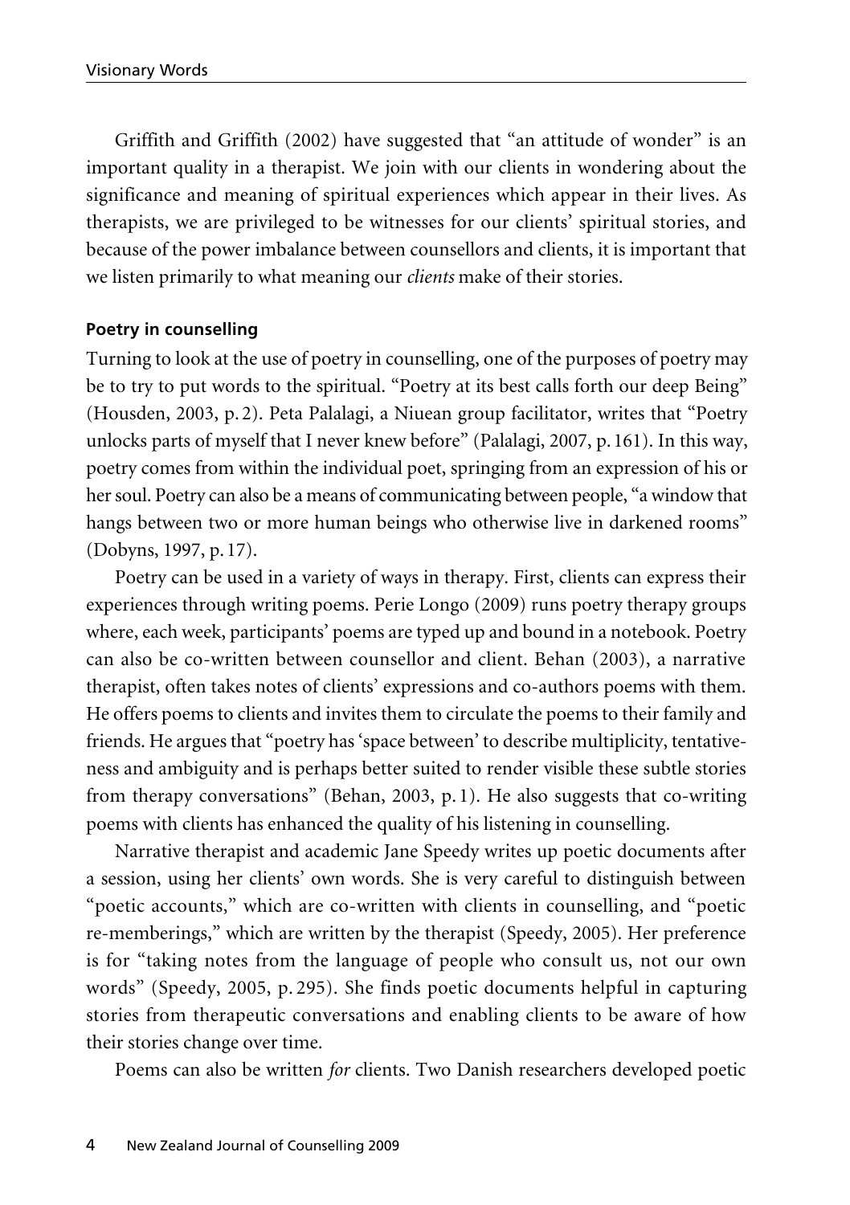Griffith and Griffith (2002) have suggested that "an attitude of wonder" is an important quality in a therapist. We join with our clients in wondering about the significance and meaning of spiritual experiences which appear in their lives. As therapists, we are privileged to be witnesses for our clients' spiritual stories, and because of the power imbalance between counsellors and clients, it is important that we listen primarily to what meaning our *clients* make of their stories.

#### Poetry in counselling

Turning to look at the use of poetry in counselling, one of the purposes of poetry may be to try to put words to the spiritual. "Poetry at its best calls forth our deep Being" (Housden, 2003, p. 2). Peta Palalagi, a Niuean group facilitator, writes that "Poetry unlocks parts of myself that I never knew before" (Palalagi, 2007, p. 161). In this way, poetry comes from within the individual poet, springing from an expression of his or her soul. Poetry can also be a means of communicating between people, "a window that hangs between two or more human beings who otherwise live in darkened rooms" (Dobyns, 1997, p. 17).

Poetry can be used in a variety of ways in therapy. First, clients can express their experiences through writing poems. Perie Longo (2009) runs poetry therapy groups where, each week, participants' poems are typed up and bound in a notebook. Poetry can also be co-written between counsellor and client. Behan (2003), a narrative therapist, often takes notes of clients' expressions and co-authors poems with them. He offers poems to clients and invites them to circulate the poems to their family and friends. He argues that "poetry has 'space between' to describe multiplicity, tentativeness and ambiguity and is perhaps better suited to render visible these subtle stories from therapy conversations" (Behan, 2003, p. 1). He also suggests that co-writing poems with clients has enhanced the quality of his listening in counselling.

Narrative therapist and academic Jane Speedy writes up poetic documents after a session, using her clients' own words. She is very careful to distinguish between "poetic accounts," which are co-written with clients in counselling, and "poetic re-memberings," which are written by the therapist (Speedy, 2005). Her preference is for "taking notes from the language of people who consult us, not our own words" (Speedy, 2005, p. 295). She finds poetic documents helpful in capturing stories from therapeutic conversations and enabling clients to be aware of how their stories change over time.

Poems can also be written *for* clients. Two Danish researchers developed poetic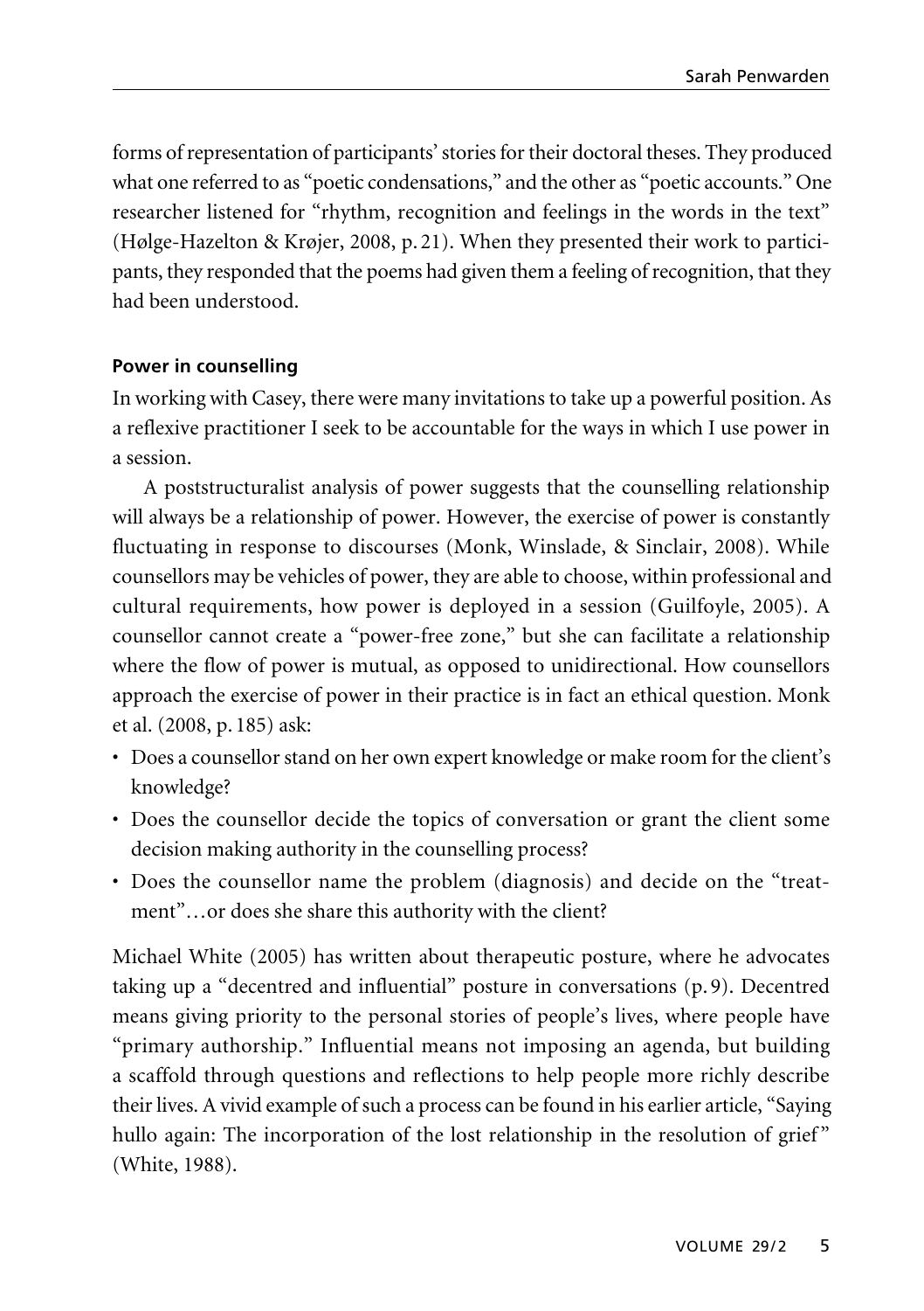forms of representation of participants' stories for their doctoral theses. They produced what one referred to as "poetic condensations," and the other as "poetic accounts." One researcher listened for "rhythm, recognition and feelings in the words in the text" (Hølge-Hazelton & Krøjer, 2008, p. 21). When they presented their work to participants, they responded that the poems had given them a feeling of recognition, that they had been understood.

### Power in counselling

In working with Casey, there were many invitations to take up a powerful position. As a reflexive practitioner I seek to be accountable for the ways in which I use power in a session.

A poststructuralist analysis of power suggests that the counselling relationship will always be a relationship of power. However, the exercise of power is constantly fluctuating in response to discourses (Monk, Winslade, & Sinclair, 2008). While counsellors may be vehicles of power, they are able to choose, within professional and cultural requirements, how power is deployed in a session (Guilfoyle, 2005). A counsellor cannot create a "power-free zone," but she can facilitate a relationship where the flow of power is mutual, as opposed to unidirectional. How counsellors approach the exercise of power in their practice is in fact an ethical question. Monk et al. (2008, p. 185) ask:

- Does a counsellor stand on her own expert knowledge or make room for the client's knowledge?
- Does the counsellor decide the topics of conversation or grant the client some decision making authority in the counselling process?
- Does the counsellor name the problem (diagnosis) and decide on the "treatment"…or does she share this authority with the client?

Michael White (2005) has written about therapeutic posture, where he advocates taking up a "decentred and influential" posture in conversations (p. 9). Decentred means giving priority to the personal stories of people's lives, where people have "primary authorship." Influential means not imposing an agenda, but building a scaffold through questions and reflections to help people more richly describe their lives. A vivid example of such a process can be found in his earlier article, "Saying hullo again: The incorporation of the lost relationship in the resolution of grief" (White, 1988).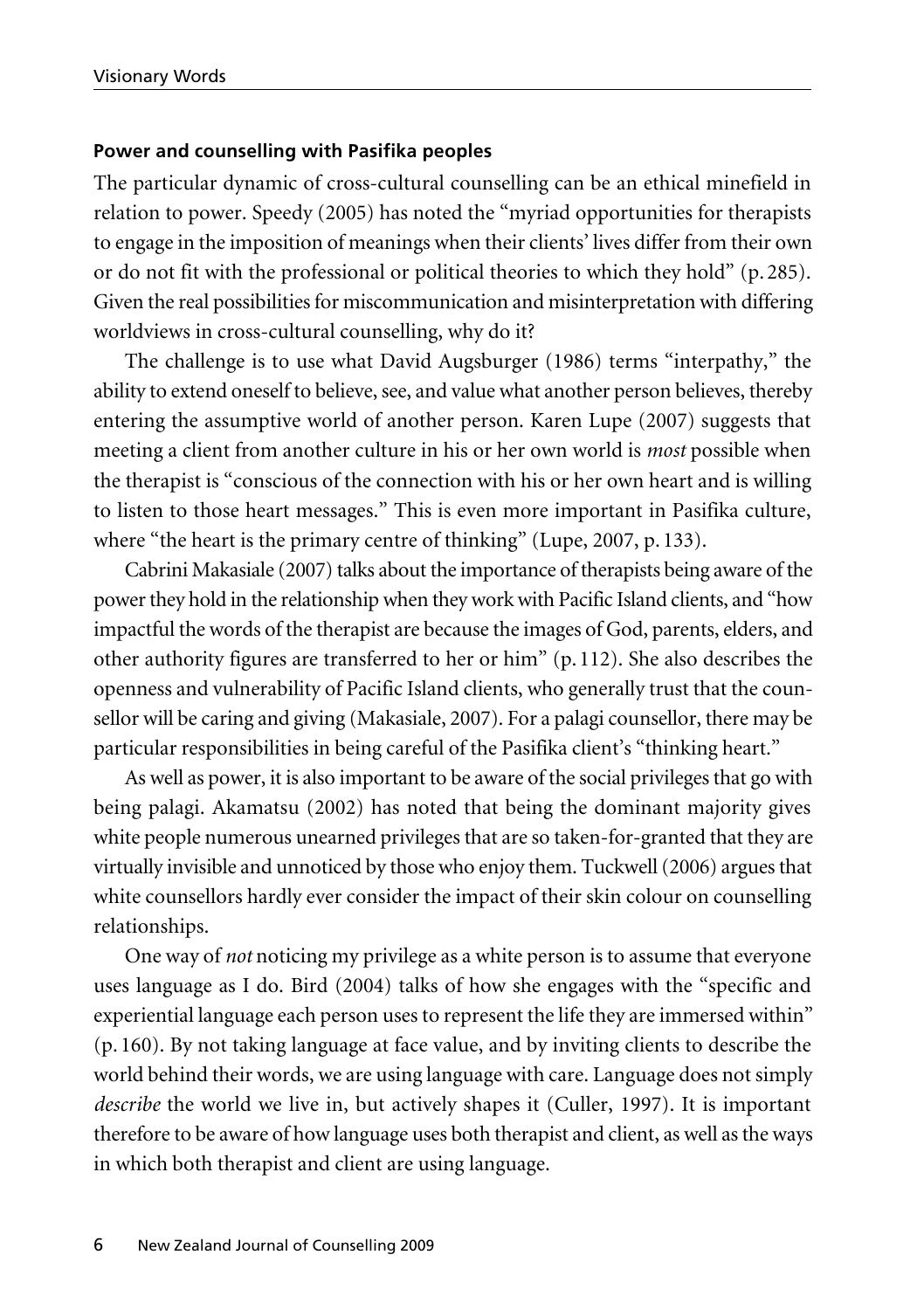#### Power and counselling with Pasifika peoples

The particular dynamic of cross-cultural counselling can be an ethical minefield in relation to power. Speedy (2005) has noted the "myriad opportunities for therapists to engage in the imposition of meanings when their clients' lives differ from their own or do not fit with the professional or political theories to which they hold" (p. 285). Given the real possibilities for miscommunication and misinterpretation with differing worldviews in cross-cultural counselling, why do it?

The challenge is to use what David Augsburger (1986) terms "interpathy," the ability to extend oneself to believe, see, and value what another person believes, thereby entering the assumptive world of another person. Karen Lupe (2007) suggests that meeting a client from another culture in his or her own world is *most* possible when the therapist is "conscious of the connection with his or her own heart and is willing to listen to those heart messages." This is even more important in Pasifika culture, where "the heart is the primary centre of thinking" (Lupe, 2007, p. 133).

Cabrini Makasiale (2007) talks about the importance of therapists being aware of the power they hold in the relationship when they work with Pacific Island clients, and "how impactful the words of the therapist are because the images of God, parents, elders, and other authority figures are transferred to her or him" (p. 112). She also describes the openness and vulnerability of Pacific Island clients, who generally trust that the counsellor will be caring and giving (Makasiale, 2007). For a palagi counsellor, there may be particular responsibilities in being careful of the Pasifika client's "thinking heart."

As well as power, it is also important to be aware of the social privileges that go with being palagi. Akamatsu (2002) has noted that being the dominant majority gives white people numerous unearned privileges that are so taken-for-granted that they are virtually invisible and unnoticed by those who enjoy them. Tuckwell (2006) argues that white counsellors hardly ever consider the impact of their skin colour on counselling relationships.

One way of *not* noticing my privilege as a white person is to assume that everyone uses language as I do. Bird (2004) talks of how she engages with the "specific and experiential language each person uses to represent the life they are immersed within" (p. 160). By not taking language at face value, and by inviting clients to describe the world behind their words, we are using language with care. Language does not simply *describe* the world we live in, but actively shapes it (Culler, 1997). It is important therefore to be aware of how language uses both therapist and client, as well as the ways in which both therapist and client are using language.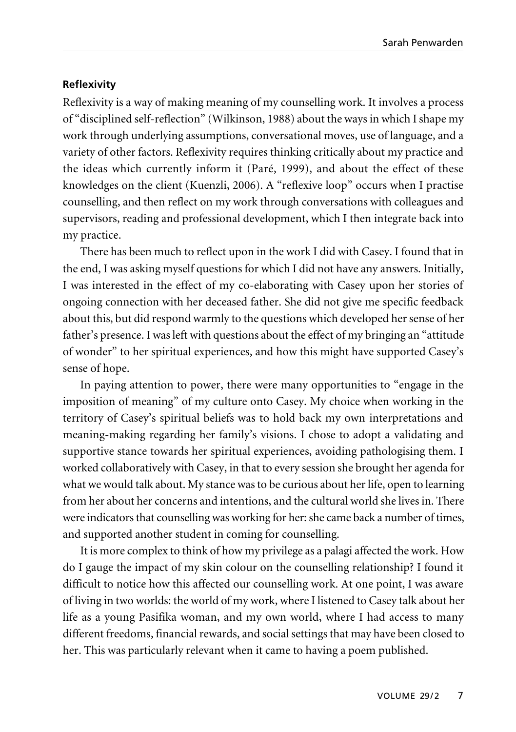### Reflexivity

Reflexivity is a way of making meaning of my counselling work. It involves a process of "disciplined self-reflection" (Wilkinson, 1988) about the ways in which I shape my work through underlying assumptions, conversational moves, use of language, and a variety of other factors. Reflexivity requires thinking critically about my practice and the ideas which currently inform it (Paré, 1999), and about the effect of these knowledges on the client (Kuenzli, 2006). A "reflexive loop" occurs when I practise counselling, and then reflect on my work through conversations with colleagues and supervisors, reading and professional development, which I then integrate back into my practice.

There has been much to reflect upon in the work I did with Casey. I found that in the end, I was asking myself questions for which I did not have any answers. Initially, I was interested in the effect of my co-elaborating with Casey upon her stories of ongoing connection with her deceased father. She did not give me specific feedback about this, but did respond warmly to the questions which developed her sense of her father's presence. I was left with questions about the effect of my bringing an "attitude of wonder" to her spiritual experiences, and how this might have supported Casey's sense of hope.

In paying attention to power, there were many opportunities to "engage in the imposition of meaning" of my culture onto Casey. My choice when working in the territory of Casey's spiritual beliefs was to hold back my own interpretations and meaning-making regarding her family's visions. I chose to adopt a validating and supportive stance towards her spiritual experiences, avoiding pathologising them. I worked collaboratively with Casey, in that to every session she brought her agenda for what we would talk about. My stance was to be curious about her life, open to learning from her about her concerns and intentions, and the cultural world she lives in. There were indicators that counselling was working for her: she came back a number of times, and supported another student in coming for counselling.

It is more complex to think of how my privilege as a palagi affected the work. How do I gauge the impact of my skin colour on the counselling relationship? I found it difficult to notice how this affected our counselling work. At one point, I was aware of living in two worlds: the world of my work, where I listened to Casey talk about her life as a young Pasifika woman, and my own world, where I had access to many different freedoms, financial rewards, and social settings that may have been closed to her. This was particularly relevant when it came to having a poem published.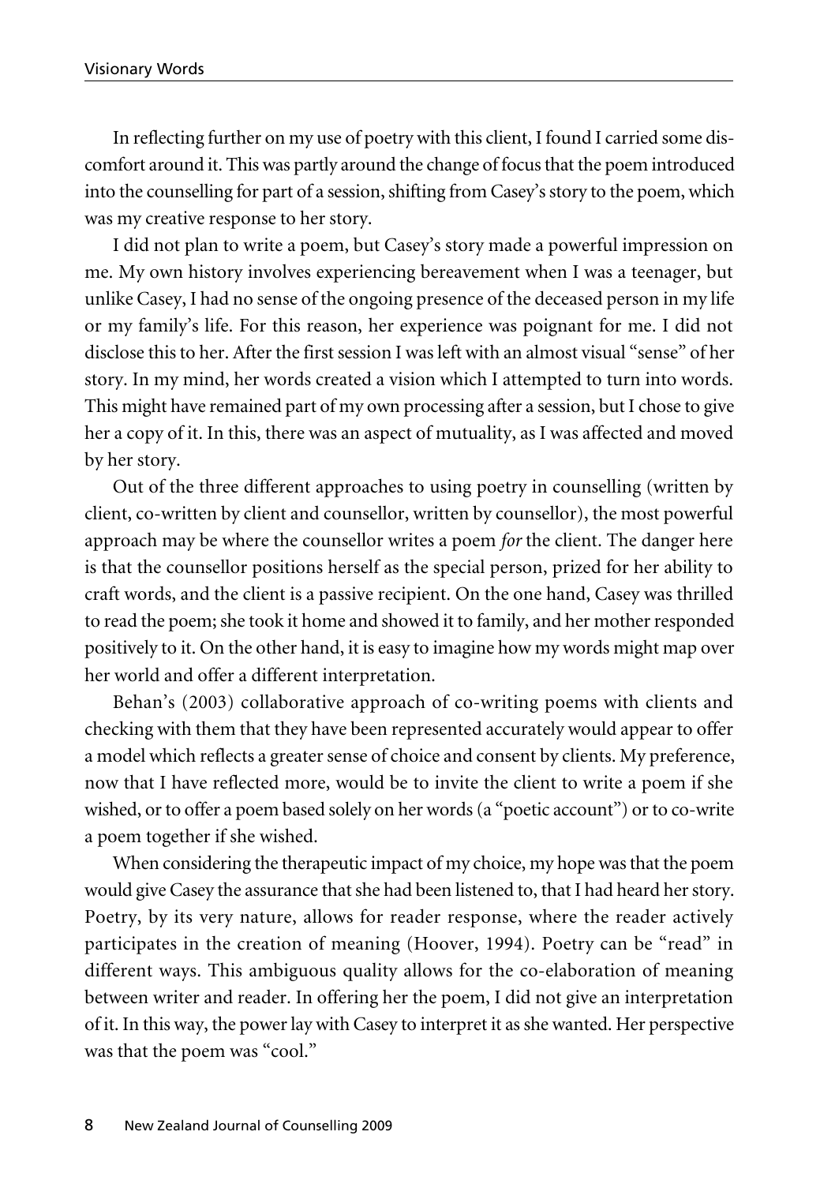In reflecting further on my use of poetry with this client, I found I carried some discomfort around it. This was partly around the change of focus that the poem introduced into the counselling for part of a session, shifting from Casey's story to the poem, which was my creative response to her story.

I did not plan to write a poem, but Casey's story made a powerful impression on me. My own history involves experiencing bereavement when I was a teenager, but unlike Casey, I had no sense of the ongoing presence of the deceased person in my life or my family's life. For this reason, her experience was poignant for me. I did not disclose this to her. After the first session I was left with an almost visual "sense" of her story. In my mind, her words created a vision which I attempted to turn into words. This might have remained part of my own processing after a session, but I chose to give her a copy of it. In this, there was an aspect of mutuality, as I was affected and moved by her story.

Out of the three different approaches to using poetry in counselling (written by client, co-written by client and counsellor, written by counsellor), the most powerful approach may be where the counsellor writes a poem *for* the client. The danger here is that the counsellor positions herself as the special person, prized for her ability to craft words, and the client is a passive recipient. On the one hand, Casey was thrilled to read the poem; she took it home and showed it to family, and her mother responded positively to it. On the other hand, it is easy to imagine how my words might map over her world and offer a different interpretation.

Behan's (2003) collaborative approach of co-writing poems with clients and checking with them that they have been represented accurately would appear to offer a model which reflects a greater sense of choice and consent by clients. My preference, now that I have reflected more, would be to invite the client to write a poem if she wished, or to offer a poem based solely on her words (a "poetic account") or to co-write a poem together if she wished.

When considering the therapeutic impact of my choice, my hope was that the poem would give Casey the assurance that she had been listened to, that I had heard her story. Poetry, by its very nature, allows for reader response, where the reader actively participates in the creation of meaning (Hoover, 1994). Poetry can be "read" in different ways. This ambiguous quality allows for the co-elaboration of meaning between writer and reader. In offering her the poem, I did not give an interpretation of it. In this way, the power lay with Casey to interpret it as she wanted. Her perspective was that the poem was "cool."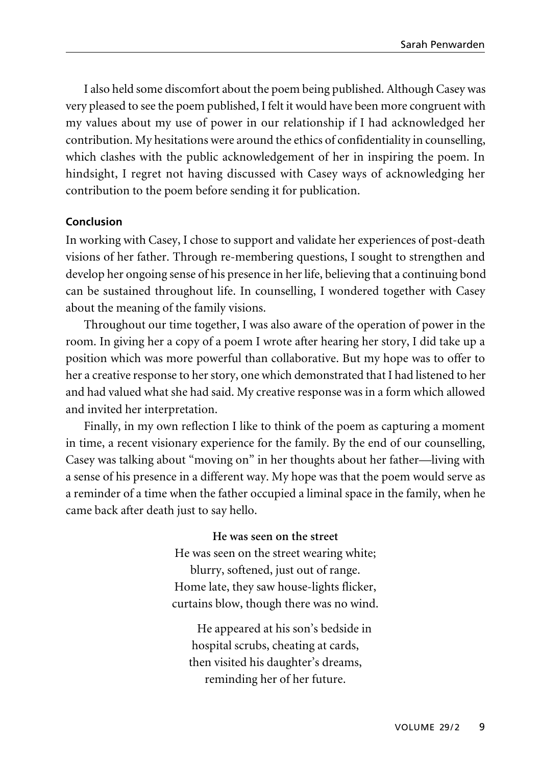I also held some discomfort about the poem being published. Although Casey was very pleased to see the poem published, I felt it would have been more congruent with my values about my use of power in our relationship if I had acknowledged her contribution. My hesitations were around the ethics of confidentiality in counselling, which clashes with the public acknowledgement of her in inspiring the poem. In hindsight, I regret not having discussed with Casey ways of acknowledging her contribution to the poem before sending it for publication.

### Conclusion

In working with Casey, I chose to support and validate her experiences of post-death visions of her father. Through re-membering questions, I sought to strengthen and develop her ongoing sense of his presence in her life, believing that a continuing bond can be sustained throughout life. In counselling, I wondered together with Casey about the meaning of the family visions.

Throughout our time together, I was also aware of the operation of power in the room. In giving her a copy of a poem I wrote after hearing her story, I did take up a position which was more powerful than collaborative. But my hope was to offer to her a creative response to her story, one which demonstrated that I had listened to her and had valued what she had said. My creative response was in a form which allowed and invited her interpretation.

Finally, in my own reflection I like to think of the poem as capturing a moment in time, a recent visionary experience for the family. By the end of our counselling, Casey was talking about "moving on" in her thoughts about her father—living with a sense of his presence in a different way. My hope was that the poem would serve as a reminder of a time when the father occupied a liminal space in the family, when he came back after death just to say hello.

**He was seen on the street**

He was seen on the street wearing white;
blurry, softened, just out of range.
Home late, they saw house-lights flicker,
curtains blow, though there was no wind.

He appeared at his son's bedside in
hospital scrubs, cheating at cards,
then visited his daughter's dreams,
reminding her of her future.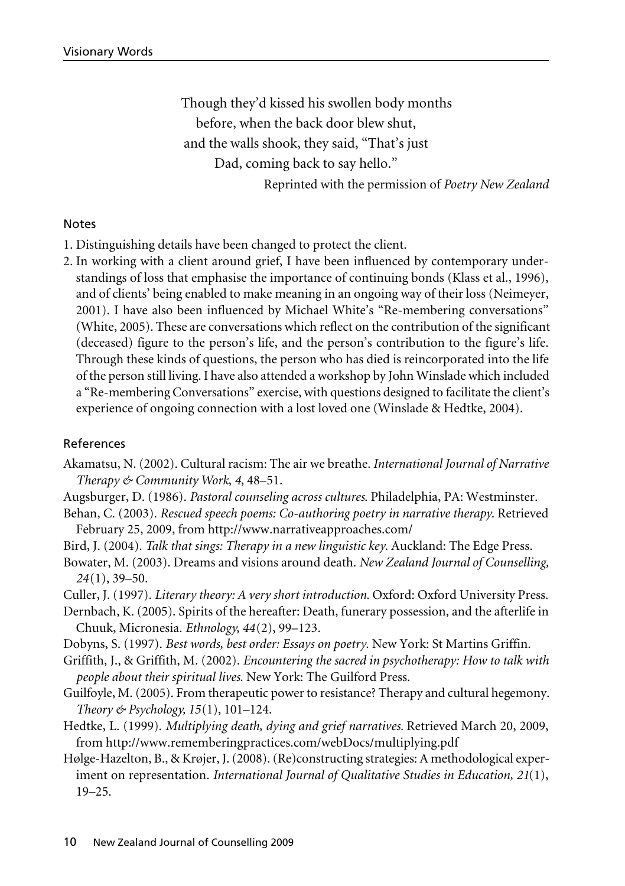Though they'd kissed his swollen body months
before, when the back door blew shut,
and the walls shook, they said, "That's just
Dad, coming back to say hello."

Reprinted with the permission of *Poetry New Zealand*

## Notes

1. Distinguishing details have been changed to protect the client.
2. In working with a client around grief, I have been influenced by contemporary understandings of loss that emphasise the importance of continuing bonds (Klass et al., 1996), and of clients' being enabled to make meaning in an ongoing way of their loss (Neimeyer, 2001). I have also been influenced by Michael White's "Re-membering conversations" (White, 2005). These are conversations which reflect on the contribution of the significant (deceased) figure to the person's life, and the person's contribution to the figure's life. Through these kinds of questions, the person who has died is reincorporated into the life of the person still living. I have also attended a workshop by John Winslade which included a "Re-membering Conversations" exercise, with questions designed to facilitate the client's experience of ongoing connection with a lost loved one (Winslade & Hedtke, 2004).

## References

Akamatsu, N. (2002). Cultural racism: The air we breathe. *International Journal of Narrative Therapy & Community Work, 4*, 48–51.

Augsburger, D. (1986). *Pastoral counseling across cultures*. Philadelphia, PA: Westminster.

Behan, C. (2003). *Rescued speech poems: Co-authoring poetry in narrative therapy*. Retrieved February 25, 2009, from http://www.narrativeapproaches.com/

Bird, J. (2004). *Talk that sings: Therapy in a new linguistic key*. Auckland: The Edge Press.

Bowater, M. (2003). Dreams and visions around death. *New Zealand Journal of Counselling, 24*(1), 39–50.

Culler, J. (1997). *Literary theory: A very short introduction*. Oxford: Oxford University Press.

Dernbach, K. (2005). Spirits of the hereafter: Death, funerary possession, and the afterlife in Chuuk, Micronesia. *Ethnology, 44*(2), 99–123.

Dobyns, S. (1997). *Best words, best order: Essays on poetry*. New York: St Martins Griffin.

Griffith, J., & Griffith, M. (2002). *Encountering the sacred in psychotherapy: How to talk with people about their spiritual lives*. New York: The Guilford Press.

Guilfoyle, M. (2005). From therapeutic power to resistance? Therapy and cultural hegemony. *Theory & Psychology, 15*(1), 101–124.

Hedtke, L. (1999). *Multiplying death, dying and grief narratives.* Retrieved March 20, 2009, from http://www.rememberingpractices.com/webDocs/multiplying.pdf

Hølge-Hazelton, B., & Krøjer, J. (2008). (Re)constructing strategies: A methodological experiment on representation. *International Journal of Qualitative Studies in Education, 21*(1), 19–25.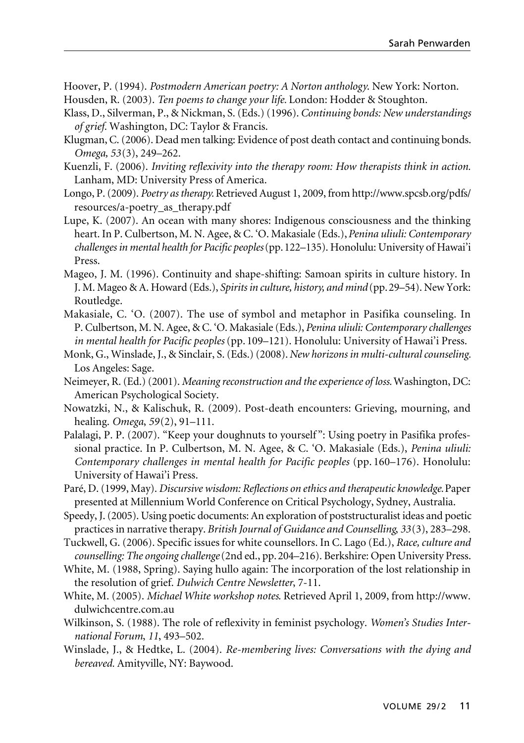Hoover, P. (1994). *Postmodern American poetry: A Norton anthology.* New York: Norton.

Housden, R. (2003). *Ten poems to change your life.* London: Hodder & Stoughton.

Klass, D., Silverman, P., & Nickman, S. (Eds.) (1996). *Continuing bonds: New understandings of grief.* Washington, DC: Taylor & Francis.

Klugman, C. (2006). Dead men talking: Evidence of post death contact and continuing bonds. *Omega, 53*(3), 249–262.

Kuenzli, F. (2006). *Inviting reflexivity into the therapy room: How therapists think in action.* Lanham, MD: University Press of America.

Longo, P. (2009). *Poetry as therapy.* Retrieved August 1, 2009, from http://www.spcsb.org/pdfs/resources/a-poetry_as_therapy.pdf

Lupe, K. (2007). An ocean with many shores: Indigenous consciousness and the thinking heart. In P. Culbertson, M. N. Agee, & C. 'O. Makasiale (Eds.), *Penina uliuli: Contemporary challenges in mental health for Pacific peoples* (pp. 122–135). Honolulu: University of Hawai'i Press.

Mageo, J. M. (1996). Continuity and shape-shifting: Samoan spirits in culture history. In J. M. Mageo & A. Howard (Eds.), *Spirits in culture, history, and mind* (pp. 29–54). New York: Routledge.

Makasiale, C. 'O. (2007). The use of symbol and metaphor in Pasifika counseling. In P. Culbertson, M. N. Agee, & C. 'O. Makasiale (Eds.), *Penina uliuli: Contemporary challenges in mental health for Pacific peoples* (pp. 109–121). Honolulu: University of Hawai'i Press.

Monk, G., Winslade, J., & Sinclair, S. (Eds.) (2008). *New horizons in multi-cultural counseling.* Los Angeles: Sage.

Neimeyer, R. (Ed.) (2001). *Meaning reconstruction and the experience of loss.* Washington, DC: American Psychological Society.

Nowatzki, N., & Kalischuk, R. (2009). Post-death encounters: Grieving, mourning, and healing. *Omega, 59*(2), 91–111.

Palalagi, P. P. (2007). "Keep your doughnuts to yourself": Using poetry in Pasifika professional practice. In P. Culbertson, M. N. Agee, & C. 'O. Makasiale (Eds.), *Penina uliuli: Contemporary challenges in mental health for Pacific peoples* (pp. 160–176). Honolulu: University of Hawai'i Press.

Paré, D. (1999, May). *Discursive wisdom: Reflections on ethics and therapeutic knowledge.* Paper presented at Millennium World Conference on Critical Psychology, Sydney, Australia.

Speedy, J. (2005). Using poetic documents: An exploration of poststructuralist ideas and poetic practices in narrative therapy. *British Journal of Guidance and Counselling, 33*(3), 283–298.

Tuckwell, G. (2006). Specific issues for white counsellors. In C. Lago (Ed.), *Race, culture and counselling: The ongoing challenge* (2nd ed., pp. 204–216). Berkshire: Open University Press.

White, M. (1988, Spring). Saying hullo again: The incorporation of the lost relationship in the resolution of grief. *Dulwich Centre Newsletter*, 7-11.

White, M. (2005). *Michael White workshop notes.* Retrieved April 1, 2009, from http://www.dulwichcentre.com.au

Wilkinson, S. (1988). The role of reflexivity in feminist psychology. *Women's Studies International Forum, 11*, 493–502.

Winslade, J., & Hedtke, L. (2004). *Re-membering lives: Conversations with the dying and bereaved.* Amityville, NY: Baywood.